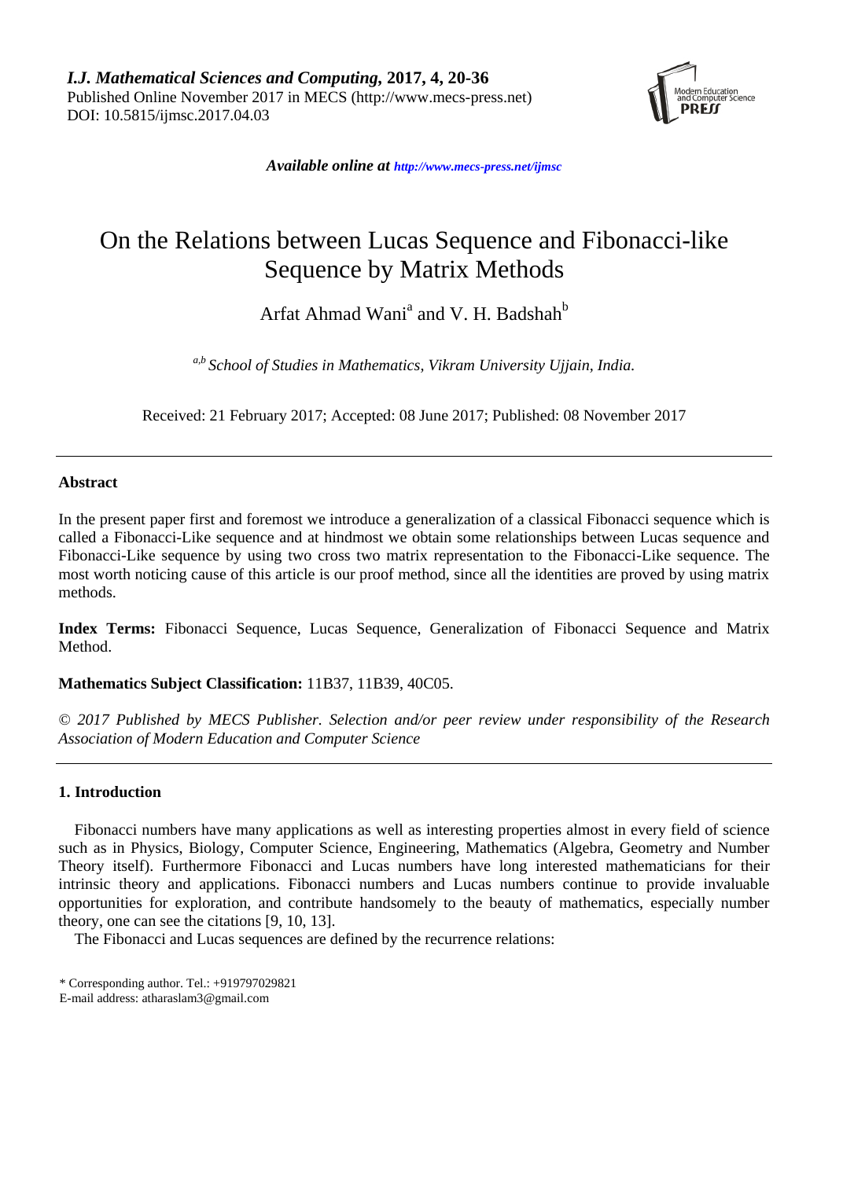# On the Relations between Lucas Sequence and Fibonacci-like Sequence by Matrix Methods

Arfat Ahmad Wani[a] and V. H. Badshah[b]

[a,b] *School of Studies in Mathematics, Vikram University Ujjain, India.*

Received: 21 February 2017; Accepted: 08 June 2017; Published: 08 November 2017

---

### Abstract

In the present paper first and foremost we introduce a generalization of a classical Fibonacci sequence which is called a Fibonacci-Like sequence and at hindmost we obtain some relationships between Lucas sequence and Fibonacci-Like sequence by using two cross two matrix representation to the Fibonacci-Like sequence. The most worth noticing cause of this article is our proof method, since all the identities are proved by using matrix methods.

**Index Terms:** Fibonacci Sequence, Lucas Sequence, Generalization of Fibonacci Sequence and Matrix Method.

**Mathematics Subject Classification:** 11B37, 11B39, 40C05.

*© 2017 Published by MECS Publisher. Selection and/or peer review under responsibility of the Research Association of Modern Education and Computer Science*

---

### 1. Introduction

Fibonacci numbers have many applications as well as interesting properties almost in every field of science such as in Physics, Biology, Computer Science, Engineering, Mathematics (Algebra, Geometry and Number Theory itself). Furthermore Fibonacci and Lucas numbers have long interested mathematicians for their intrinsic theory and applications. Fibonacci numbers and Lucas numbers continue to provide invaluable opportunities for exploration, and contribute handsomely to the beauty of mathematics, especially number theory, one can see the citations [9, 10, 13].

The Fibonacci and Lucas sequences are defined by the recurrence relations:

\* Corresponding author. Tel.: +919797029821
E-mail address: atharaslam3@gmail.com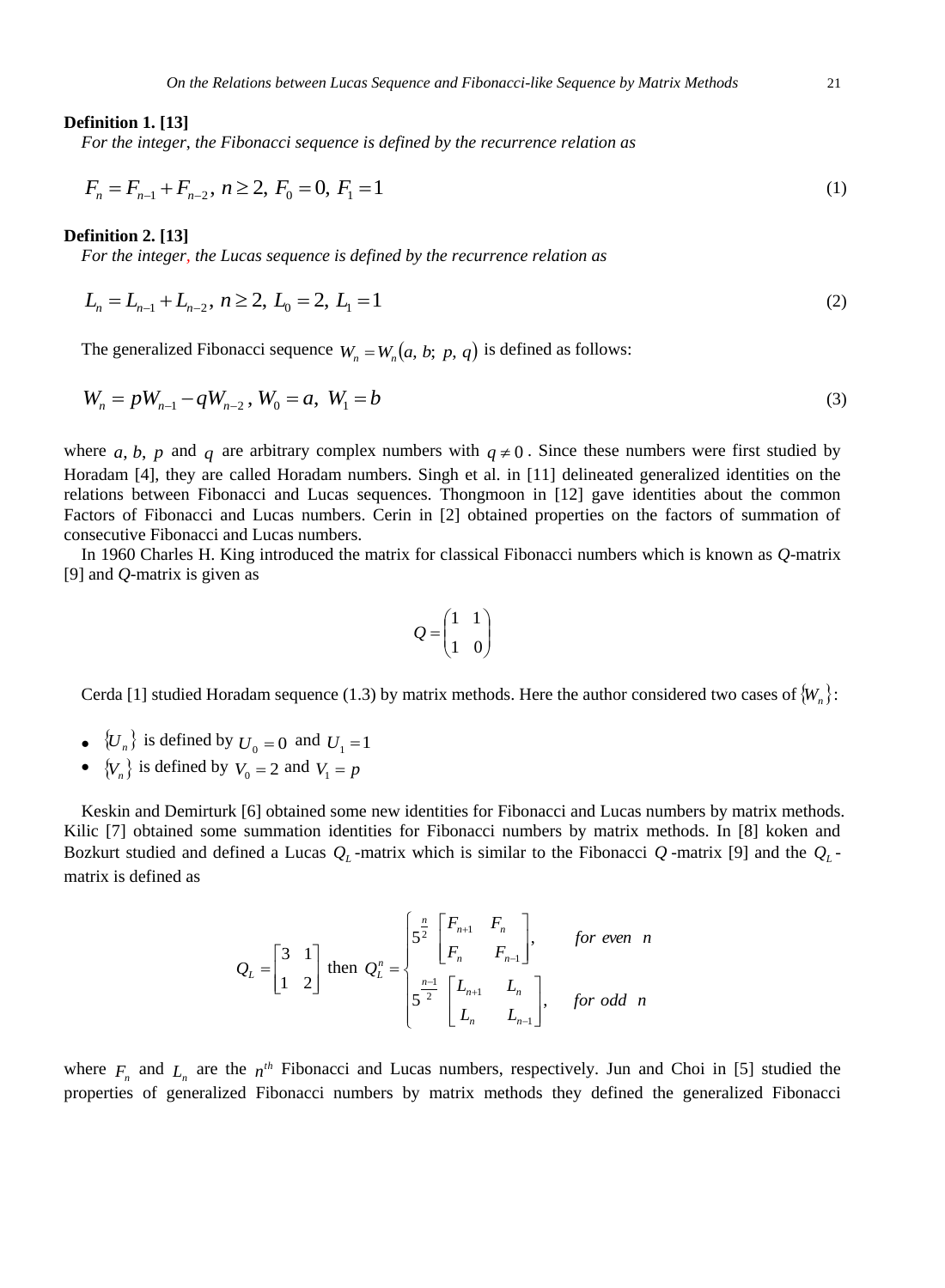**Definition 1. [13]**

*For the integer, the Fibonacci sequence is defined by the recurrence relation as*

$$F_n = F_{n-1} + F_{n-2},\ n \geq 2,\ F_0 = 0,\ F_1 = 1 \tag{1}$$

**Definition 2. [13]**

*For the integer, the Lucas sequence is defined by the recurrence relation as*

$$L_n = L_{n-1} + L_{n-2},\ n \geq 2,\ L_0 = 2,\ L_1 = 1 \tag{2}$$

The generalized Fibonacci sequence $W_n = W_n(a,\ b;\ p,\ q)$ is defined as follows:

$$W_n = pW_{n-1} - qW_{n-2},\ W_0 = a,\ W_1 = b \tag{3}$$

where $a, b, p$ and $q$ are arbitrary complex numbers with $q \neq 0$. Since these numbers were first studied by Horadam [4], they are called Horadam numbers. Singh et al. in [11] delineated generalized identities on the relations between Fibonacci and Lucas sequences. Thongmoon in [12] gave identities about the common Factors of Fibonacci and Lucas numbers. Cerin in [2] obtained properties on the factors of summation of consecutive Fibonacci and Lucas numbers.

In 1960 Charles H. King introduced the matrix for classical Fibonacci numbers which is known as *Q*-matrix [9] and *Q*-matrix is given as

$$Q = \begin{pmatrix} 1 & 1 \\ 1 & 0 \end{pmatrix}$$

Cerda [1] studied Horadam sequence (1.3) by matrix methods. Here the author considered two cases of $\{W_n\}$:

- $\{U_n\}$ is defined by $U_0 = 0$ and $U_1 = 1$
- $\{V_n\}$ is defined by $V_0 = 2$ and $V_1 = p$

Keskin and Demirturk [6] obtained some new identities for Fibonacci and Lucas numbers by matrix methods. Kilic [7] obtained some summation identities for Fibonacci numbers by matrix methods. In [8] koken and Bozkurt studied and defined a Lucas $Q_L$-matrix which is similar to the Fibonacci $Q$-matrix [9] and the $Q_L$-matrix is defined as

$$Q_L = \begin{bmatrix} 3 & 1 \\ 1 & 2 \end{bmatrix} \text{ then } Q_L^n = \begin{cases} 5^{\frac{n}{2}} \begin{bmatrix} F_{n+1} & F_n \\ F_n & F_{n-1} \end{bmatrix}, & \textit{for even } n \\ 5^{\frac{n-1}{2}} \begin{bmatrix} L_{n+1} & L_n \\ L_n & L_{n-1} \end{bmatrix}, & \textit{for odd } n \end{cases}$$

where $F_n$ and $L_n$ are the $n^{th}$ Fibonacci and Lucas numbers, respectively. Jun and Choi in [5] studied the properties of generalized Fibonacci numbers by matrix methods they defined the generalized Fibonacci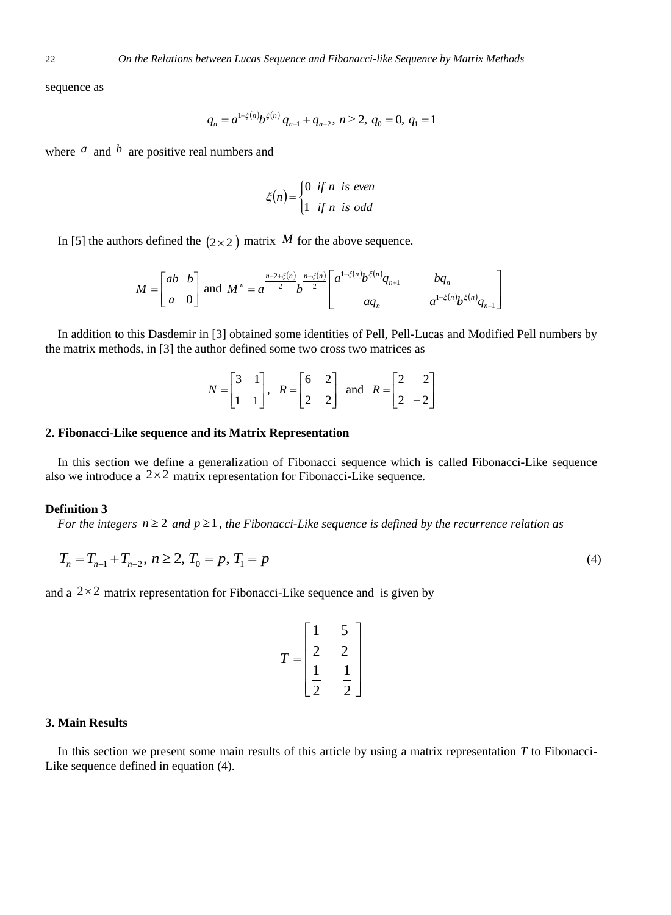sequence as

$$q_n = a^{1-\xi(n)} b^{\xi(n)} q_{n-1} + q_{n-2},\ n \geq 2,\ q_0 = 0,\ q_1 = 1$$

where $a$ and $b$ are positive real numbers and

$$\xi(n) = \begin{cases} 0 & if\ n\ \ is\ even \\ 1 & if\ n\ \ is\ odd \end{cases}$$

In [5] the authors defined the $(2 \times 2)$ matrix $M$ for the above sequence.

$$M = \begin{bmatrix} ab & b \\ a & 0 \end{bmatrix} \text{ and } M^n = a^{\frac{n-2+\xi(n)}{2}} b^{\frac{n-\xi(n)}{2}} \begin{bmatrix} a^{1-\xi(n)} b^{\xi(n)} q_{n+1} & b q_n \\ a q_n & a^{1-\xi(n)} b^{\xi(n)} q_{n-1} \end{bmatrix}$$

In addition to this Dasdemir in [3] obtained some identities of Pell, Pell-Lucas and Modified Pell numbers by the matrix methods, in [3] the author defined some two cross two matrices as

$$N = \begin{bmatrix} 3 & 1 \\ 1 & 1 \end{bmatrix},\ \ R = \begin{bmatrix} 6 & 2 \\ 2 & 2 \end{bmatrix} \text{ and } R = \begin{bmatrix} 2 & 2 \\ 2 & -2 \end{bmatrix}$$

## 2. Fibonacci-Like sequence and its Matrix Representation

In this section we define a generalization of Fibonacci sequence which is called Fibonacci-Like sequence also we introduce a $2 \times 2$ matrix representation for Fibonacci-Like sequence.

**Definition 3**

*For the integers $n \geq 2$ and $p \geq 1$, the Fibonacci-Like sequence is defined by the recurrence relation as*

$$T_n = T_{n-1} + T_{n-2},\ n \geq 2,\ T_0 = p,\ T_1 = p \tag{4}$$

and a $2 \times 2$ matrix representation for Fibonacci-Like sequence and is given by

$$T = \begin{bmatrix} \frac{1}{2} & \frac{5}{2} \\ \frac{1}{2} & \frac{1}{2} \end{bmatrix}$$

## 3. Main Results

In this section we present some main results of this article by using a matrix representation $T$ to Fibonacci-Like sequence defined in equation (4).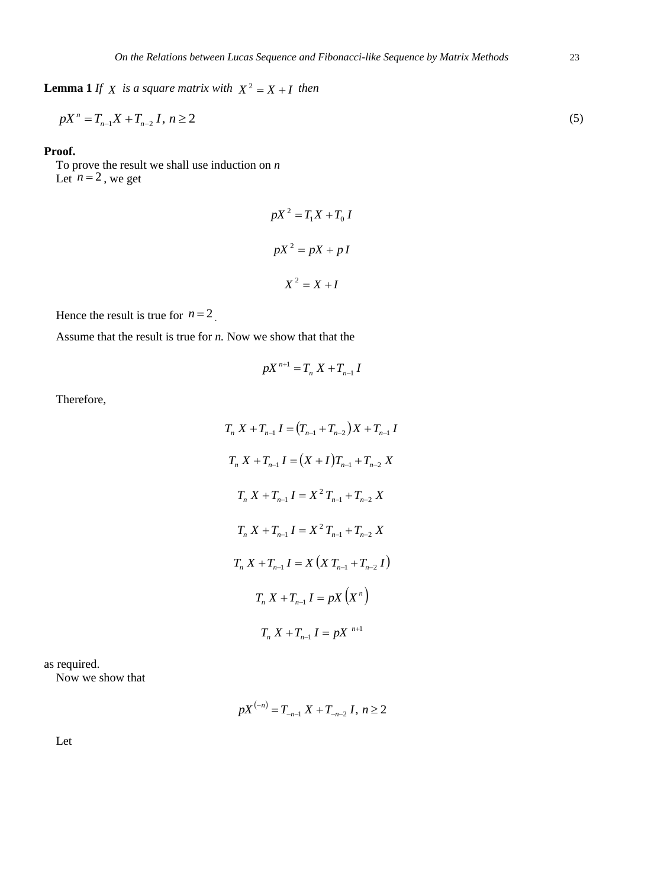**Lemma 1** *If $X$ is a square matrix with $X^2 = X + I$ then*

$$pX^n = T_{n-1}X + T_{n-2}\,I,\; n \geq 2 \tag{5}$$

**Proof.**

To prove the result we shall use induction on *n*

Let $n = 2$, we get

$$pX^2 = T_1 X + T_0\, I$$

$$pX^2 = pX + p\,I$$

$$X^2 = X + I$$

Hence the result is true for $n = 2$.

Assume that the result is true for *n.* Now we show that that the

$$pX^{n+1} = T_n\, X + T_{n-1}\, I$$

Therefore,

$$T_n\, X + T_{n-1}\, I = \left(T_{n-1} + T_{n-2}\right) X + T_{n-1}\, I$$

$$T_n\, X + T_{n-1}\, I = \left(X + I\right) T_{n-1} + T_{n-2}\, X$$

$$T_n\, X + T_{n-1}\, I = X^2\, T_{n-1} + T_{n-2}\, X$$

$$T_n\, X + T_{n-1}\, I = X^2\, T_{n-1} + T_{n-2}\, X$$

$$T_n\, X + T_{n-1}\, I = X\left(X\, T_{n-1} + T_{n-2}\, I\right)$$

$$T_n\, X + T_{n-1}\, I = pX\left(X^n\right)$$

$$T_n\, X + T_{n-1}\, I = pX^{\;n+1}$$

as required.

Now we show that

$$pX^{(-n)} = T_{-n-1}\, X + T_{-n-2}\, I,\; n \geq 2$$

Let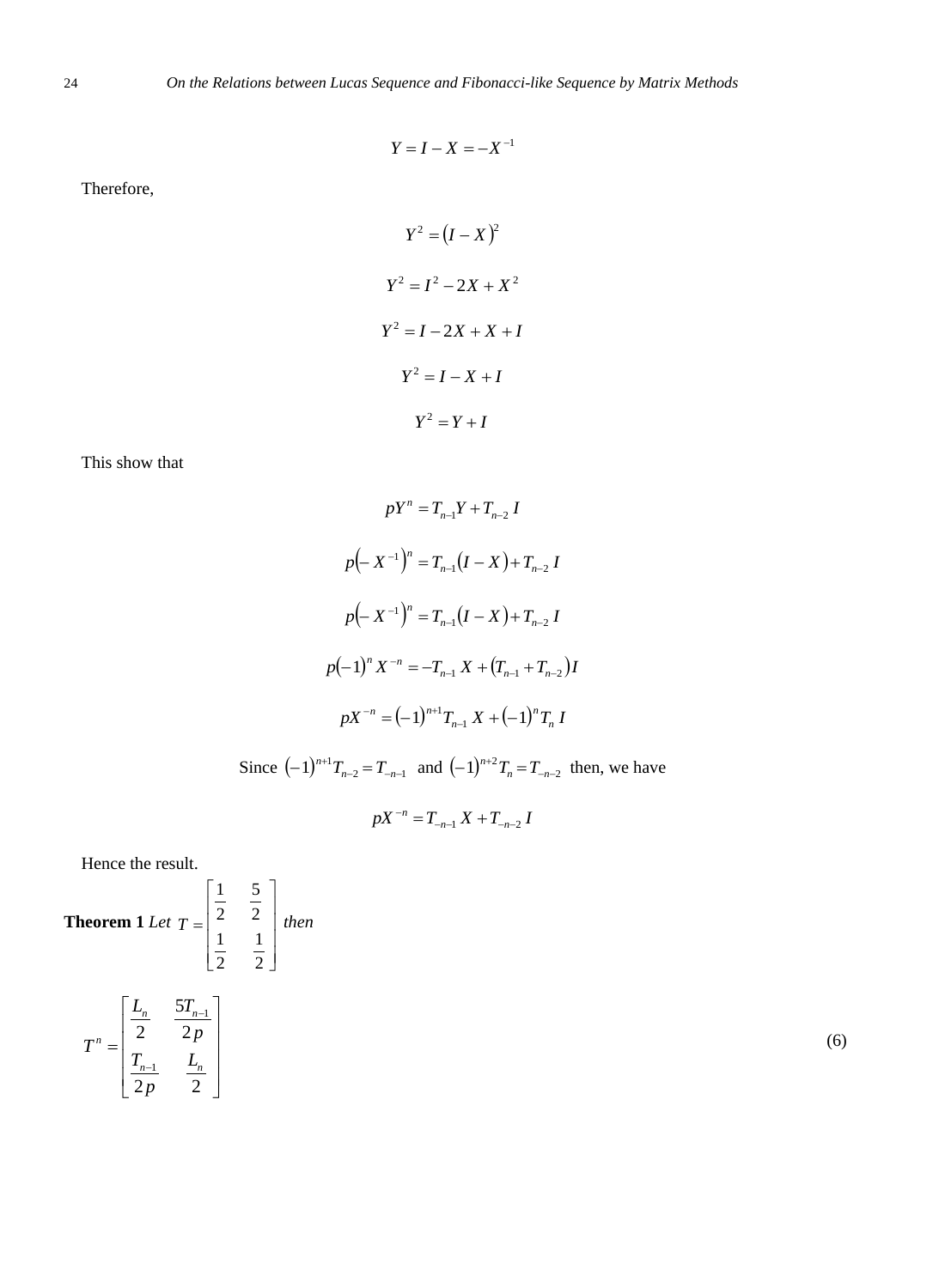$$Y = I - X = -X^{-1}$$

Therefore,

$$Y^2 = (I - X)^2$$

$$Y^2 = I^2 - 2X + X^2$$

$$Y^2 = I - 2X + X + I$$

$$Y^2 = I - X + I$$

$$Y^2 = Y + I$$

This show that

$$pY^n = T_{n-1}Y + T_{n-2}\, I$$

$$p\left(-X^{-1}\right)^n = T_{n-1}(I - X) + T_{n-2}\, I$$

$$p\left(-X^{-1}\right)^n = T_{n-1}(I - X) + T_{n-2}\, I$$

$$p(-1)^n X^{-n} = -T_{n-1}\, X + (T_{n-1} + T_{n-2})I$$

$$pX^{-n} = (-1)^{n+1}T_{n-1}\, X + (-1)^n T_n\, I$$

Since $(-1)^{n+1}T_{n-2} = T_{-n-1}$ and $(-1)^{n+2}T_n = T_{-n-2}$ then, we have

$$pX^{-n} = T_{-n-1}\, X + T_{-n-2}\, I$$

Hence the result.

**Theorem 1** *Let* $T = \begin{bmatrix} \frac{1}{2} & \frac{5}{2} \\ \frac{1}{2} & \frac{1}{2} \end{bmatrix}$ *then*

$$T^n = \begin{bmatrix} \frac{L_n}{2} & \frac{5T_{n-1}}{2p} \\ \frac{T_{n-1}}{2p} & \frac{L_n}{2} \end{bmatrix} \tag{6}$$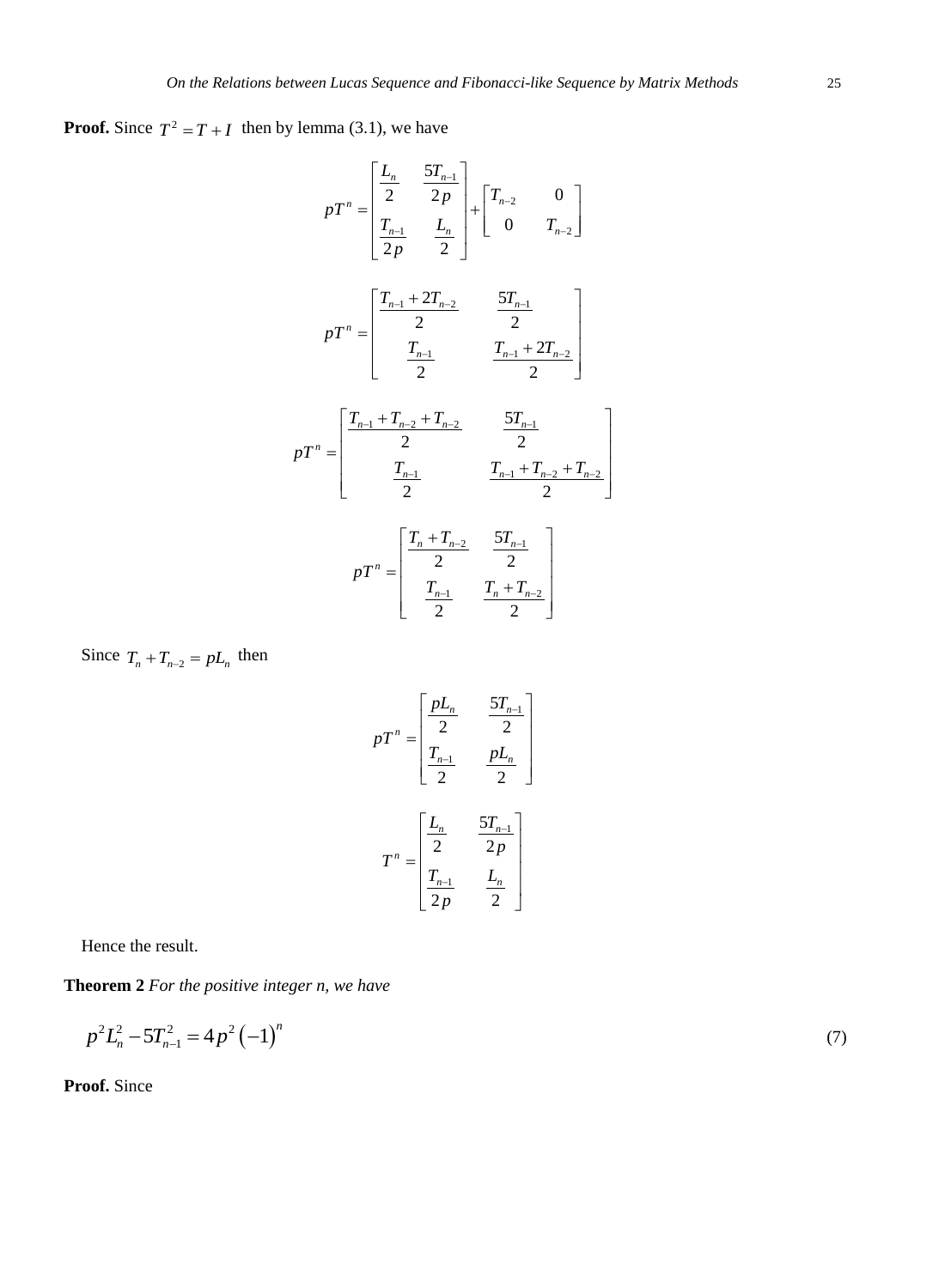**Proof.** Since $T^2 = T + I$ then by lemma (3.1), we have

$$pT^n = \begin{bmatrix} \frac{L_n}{2} & \frac{5T_{n-1}}{2p} \\ \frac{T_{n-1}}{2p} & \frac{L_n}{2} \end{bmatrix} + \begin{bmatrix} T_{n-2} & 0 \\ 0 & T_{n-2} \end{bmatrix}$$

$$pT^n = \begin{bmatrix} \frac{T_{n-1} + 2T_{n-2}}{2} & \frac{5T_{n-1}}{2} \\ \frac{T_{n-1}}{2} & \frac{T_{n-1} + 2T_{n-2}}{2} \end{bmatrix}$$

$$pT^n = \begin{bmatrix} \frac{T_{n-1} + T_{n-2} + T_{n-2}}{2} & \frac{5T_{n-1}}{2} \\ \frac{T_{n-1}}{2} & \frac{T_{n-1} + T_{n-2} + T_{n-2}}{2} \end{bmatrix}$$

$$pT^n = \begin{bmatrix} \frac{T_n + T_{n-2}}{2} & \frac{5T_{n-1}}{2} \\ \frac{T_{n-1}}{2} & \frac{T_n + T_{n-2}}{2} \end{bmatrix}$$

Since $T_n + T_{n-2} = pL_n$ then

$$pT^n = \begin{bmatrix} \frac{pL_n}{2} & \frac{5T_{n-1}}{2} \\ \frac{T_{n-1}}{2} & \frac{pL_n}{2} \end{bmatrix}$$

$$T^n = \begin{bmatrix} \frac{L_n}{2} & \frac{5T_{n-1}}{2p} \\ \frac{T_{n-1}}{2p} & \frac{L_n}{2} \end{bmatrix}$$

Hence the result.

**Theorem 2** *For the positive integer n, we have*

$$p^2 L_n^2 - 5T_{n-1}^2 = 4p^2 (-1)^n \tag{7}$$

**Proof.** Since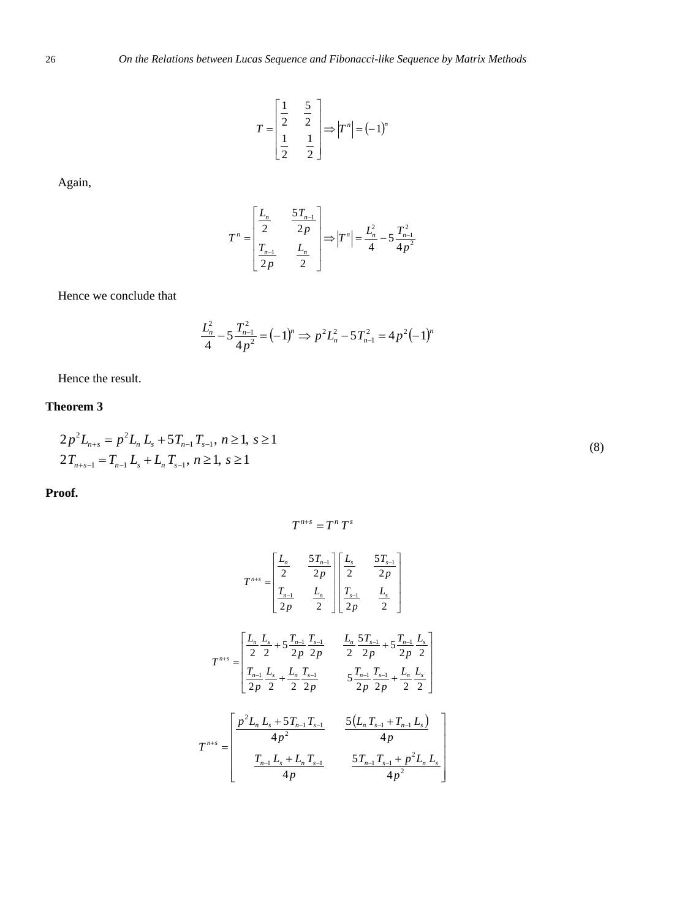$$T = \begin{bmatrix} \frac{1}{2} & \frac{5}{2} \\ \frac{1}{2} & \frac{1}{2} \end{bmatrix} \Rightarrow \left|T^n\right| = (-1)^n$$

Again,

$$T^n = \begin{bmatrix} \frac{L_n}{2} & \frac{5T_{n-1}}{2p} \\ \frac{T_{n-1}}{2p} & \frac{L_n}{2} \end{bmatrix} \Rightarrow \left|T^n\right| = \frac{L_n^2}{4} - 5\frac{T_{n-1}^2}{4p^2}$$

Hence we conclude that

$$\frac{L_n^2}{4} - 5\frac{T_{n-1}^2}{4p^2} = (-1)^n \Rightarrow p^2 L_n^2 - 5T_{n-1}^2 = 4p^2(-1)^n$$

Hence the result.

**Theorem 3**

$$\begin{aligned} &2p^2 L_{n+s} = p^2 L_n L_s + 5T_{n-1} T_{s-1},\ n \geq 1,\ s \geq 1 \\ &2T_{n+s-1} = T_{n-1} L_s + L_n T_{s-1},\ n \geq 1,\ s \geq 1 \end{aligned} \tag{8}$$

**Proof.**

$$T^{n+s} = T^n T^s$$

$$T^{n+s} = \begin{bmatrix} \frac{L_n}{2} & \frac{5T_{n-1}}{2p} \\ \frac{T_{n-1}}{2p} & \frac{L_n}{2} \end{bmatrix} \begin{bmatrix} \frac{L_s}{2} & \frac{5T_{s-1}}{2p} \\ \frac{T_{s-1}}{2p} & \frac{L_s}{2} \end{bmatrix}$$

$$T^{n+s} = \begin{bmatrix} \frac{L_n}{2}\frac{L_s}{2} + 5\frac{T_{n-1}}{2p}\frac{T_{s-1}}{2p} & \frac{L_n}{2}\frac{5T_{s-1}}{2p} + 5\frac{T_{n-1}}{2p}\frac{L_s}{2} \\ \frac{T_{n-1}}{2p}\frac{L_s}{2} + \frac{L_n}{2}\frac{T_{s-1}}{2p} & 5\frac{T_{n-1}}{2p}\frac{T_{s-1}}{2p} + \frac{L_n}{2}\frac{L_s}{2} \end{bmatrix}$$

$$T^{n+s} = \begin{bmatrix} \frac{p^2 L_n L_s + 5T_{n-1} T_{s-1}}{4p^2} & \frac{5(L_n T_{s-1} + T_{n-1} L_s)}{4p} \\ \frac{T_{n-1} L_s + L_n T_{s-1}}{4p} & \frac{5T_{n-1} T_{s-1} + p^2 L_n L_s}{4p^2} \end{bmatrix}$$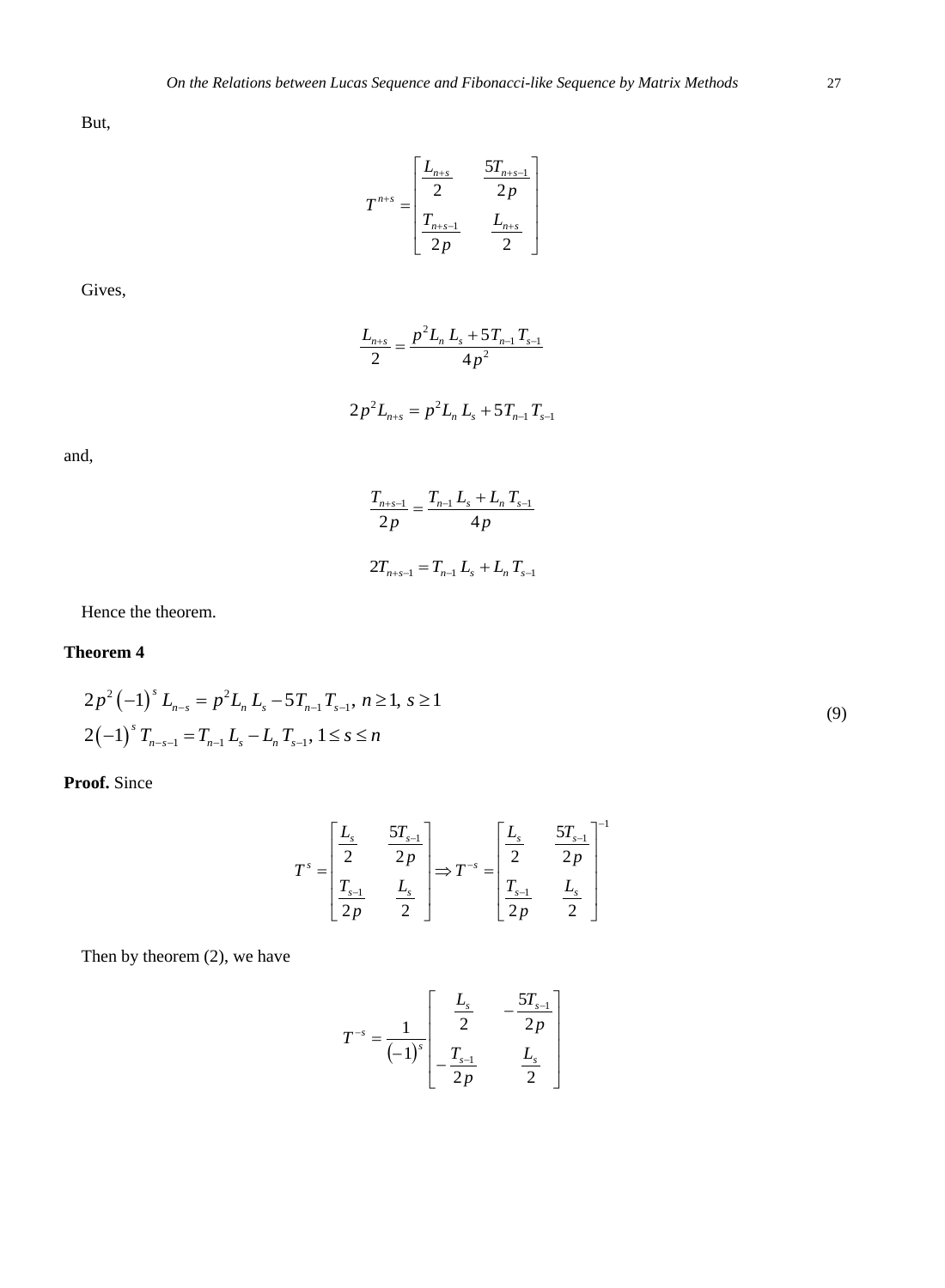But,

$$T^{n+s} = \begin{bmatrix} \dfrac{L_{n+s}}{2} & \dfrac{5T_{n+s-1}}{2p} \\ \dfrac{T_{n+s-1}}{2p} & \dfrac{L_{n+s}}{2} \end{bmatrix}$$

Gives,

$$\frac{L_{n+s}}{2} = \frac{p^2 L_n L_s + 5T_{n-1} T_{s-1}}{4p^2}$$

$$2p^2 L_{n+s} = p^2 L_n L_s + 5T_{n-1} T_{s-1}$$

and,

$$\frac{T_{n+s-1}}{2p} = \frac{T_{n-1} L_s + L_n T_{s-1}}{4p}$$

$$2T_{n+s-1} = T_{n-1} L_s + L_n T_{s-1}$$

Hence the theorem.

**Theorem 4**

$$\begin{aligned} &2p^2 (-1)^s L_{n-s} = p^2 L_n L_s - 5T_{n-1} T_{s-1},\ n \geq 1,\ s \geq 1 \\ &2(-1)^s T_{n-s-1} = T_{n-1} L_s - L_n T_{s-1},\ 1 \leq s \leq n \end{aligned} \tag{9}$$

**Proof.** Since

$$T^s = \begin{bmatrix} \dfrac{L_s}{2} & \dfrac{5T_{s-1}}{2p} \\ \dfrac{T_{s-1}}{2p} & \dfrac{L_s}{2} \end{bmatrix} \Rightarrow T^{-s} = \begin{bmatrix} \dfrac{L_s}{2} & \dfrac{5T_{s-1}}{2p} \\ \dfrac{T_{s-1}}{2p} & \dfrac{L_s}{2} \end{bmatrix}^{-1}$$

Then by theorem (2), we have

$$T^{-s} = \frac{1}{(-1)^s} \begin{bmatrix} \dfrac{L_s}{2} & -\dfrac{5T_{s-1}}{2p} \\ -\dfrac{T_{s-1}}{2p} & \dfrac{L_s}{2} \end{bmatrix}$$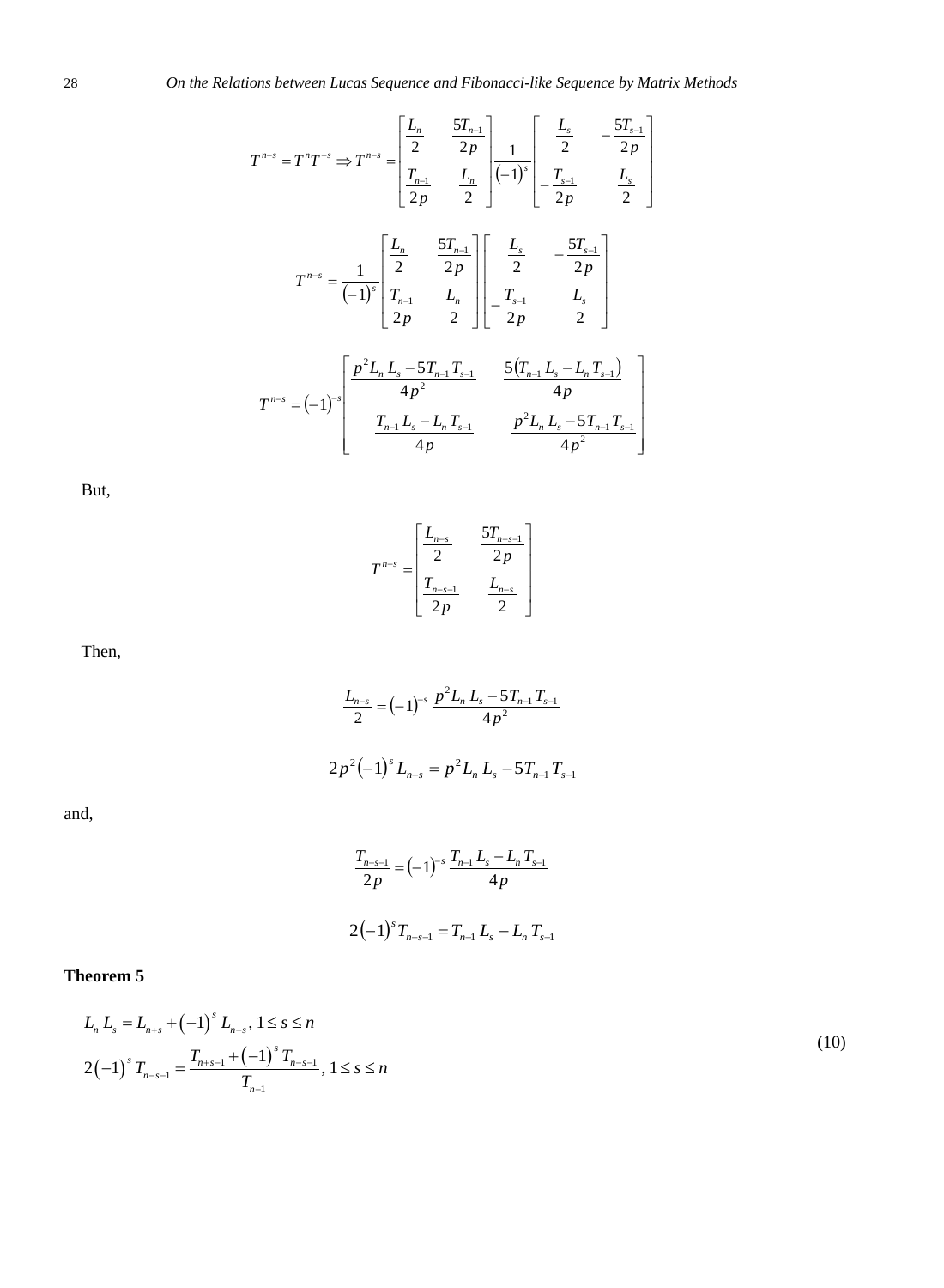$$T^{n-s} = T^n T^{-s} \Rightarrow T^{n-s} = \begin{bmatrix} \frac{L_n}{2} & \frac{5T_{n-1}}{2p} \\ \frac{T_{n-1}}{2p} & \frac{L_n}{2} \end{bmatrix} \frac{1}{(-1)^s} \begin{bmatrix} \frac{L_s}{2} & -\frac{5T_{s-1}}{2p} \\ -\frac{T_{s-1}}{2p} & \frac{L_s}{2} \end{bmatrix}$$

$$T^{n-s} = \frac{1}{(-1)^s} \begin{bmatrix} \frac{L_n}{2} & \frac{5T_{n-1}}{2p} \\ \frac{T_{n-1}}{2p} & \frac{L_n}{2} \end{bmatrix} \begin{bmatrix} \frac{L_s}{2} & -\frac{5T_{s-1}}{2p} \\ -\frac{T_{s-1}}{2p} & \frac{L_s}{2} \end{bmatrix}$$

$$T^{n-s} = (-1)^{-s} \begin{bmatrix} \frac{p^2 L_n L_s - 5T_{n-1} T_{s-1}}{4p^2} & \frac{5(T_{n-1} L_s - L_n T_{s-1})}{4p} \\ \frac{T_{n-1} L_s - L_n T_{s-1}}{4p} & \frac{p^2 L_n L_s - 5T_{n-1} T_{s-1}}{4p^2} \end{bmatrix}$$

But,

$$T^{n-s} = \begin{bmatrix} \frac{L_{n-s}}{2} & \frac{5T_{n-s-1}}{2p} \\ \frac{T_{n-s-1}}{2p} & \frac{L_{n-s}}{2} \end{bmatrix}$$

Then,

$$\frac{L_{n-s}}{2} = (-1)^{-s} \frac{p^2 L_n L_s - 5T_{n-1} T_{s-1}}{4p^2}$$

$$2p^2 (-1)^s L_{n-s} = p^2 L_n L_s - 5T_{n-1} T_{s-1}$$

and,

$$\frac{T_{n-s-1}}{2p} = (-1)^{-s} \frac{T_{n-1} L_s - L_n T_{s-1}}{4p}$$

$$2(-1)^s T_{n-s-1} = T_{n-1} L_s - L_n T_{s-1}$$

**Theorem 5**

$$\begin{aligned} & L_n L_s = L_{n+s} + (-1)^s L_{n-s}, \ 1 \le s \le n \\ & 2(-1)^s T_{n-s-1} = \frac{T_{n+s-1} + (-1)^s T_{n-s-1}}{T_{n-1}}, \ 1 \le s \le n \end{aligned} \tag{10}$$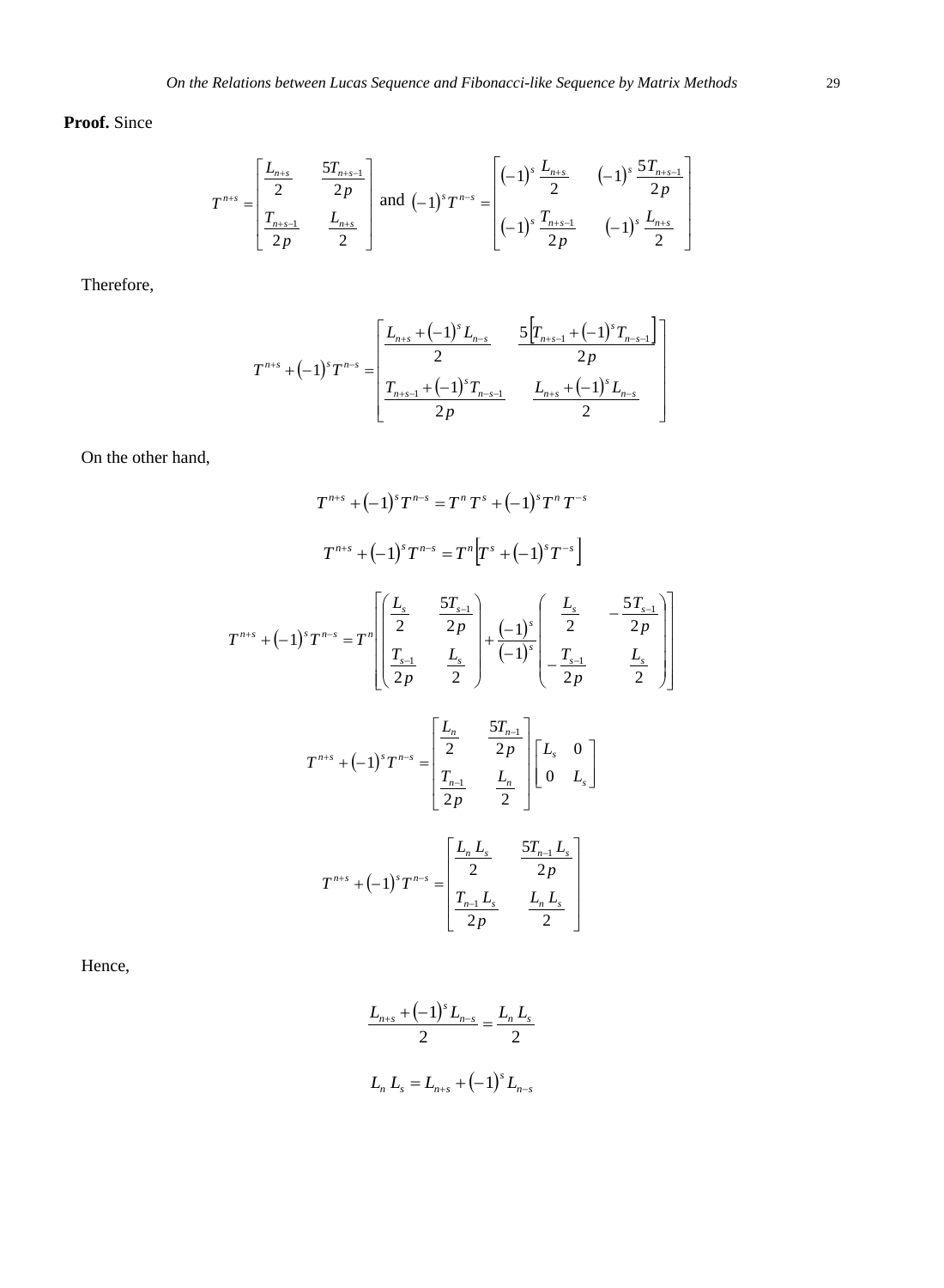**Proof.** Since

$$T^{n+s}=\begin{bmatrix}\dfrac{L_{n+s}}{2} & \dfrac{5T_{n+s-1}}{2p}\\ \dfrac{T_{n+s-1}}{2p} & \dfrac{L_{n+s}}{2}\end{bmatrix} \text{ and } (-1)^s T^{n-s}=\begin{bmatrix}(-1)^s\dfrac{L_{n+s}}{2} & (-1)^s\dfrac{5T_{n+s-1}}{2p}\\ (-1)^s\dfrac{T_{n+s-1}}{2p} & (-1)^s\dfrac{L_{n+s}}{2}\end{bmatrix}$$

Therefore,

$$T^{n+s}+(-1)^s T^{n-s}=\begin{bmatrix}\dfrac{L_{n+s}+(-1)^s L_{n-s}}{2} & \dfrac{5\left[T_{n+s-1}+(-1)^s T_{n-s-1}\right]}{2p}\\ \dfrac{T_{n+s-1}+(-1)^s T_{n-s-1}}{2p} & \dfrac{L_{n+s}+(-1)^s L_{n-s}}{2}\end{bmatrix}$$

On the other hand,

$$T^{n+s}+(-1)^s T^{n-s}=T^n\,T^s+(-1)^s T^n\,T^{-s}$$

$$T^{n+s}+(-1)^s T^{n-s}=T^n\left[T^s+(-1)^s T^{-s}\right]$$

$$T^{n+s}+(-1)^s T^{n-s}=T^n\left[\begin{pmatrix}\dfrac{L_s}{2} & \dfrac{5T_{s-1}}{2p}\\ \dfrac{T_{s-1}}{2p} & \dfrac{L_s}{2}\end{pmatrix}+\frac{(-1)^s}{(-1)^s}\begin{pmatrix}\dfrac{L_s}{2} & -\dfrac{5T_{s-1}}{2p}\\ -\dfrac{T_{s-1}}{2p} & \dfrac{L_s}{2}\end{pmatrix}\right]$$

$$T^{n+s}+(-1)^s T^{n-s}=\begin{bmatrix}\dfrac{L_n}{2} & \dfrac{5T_{n-1}}{2p}\\ \dfrac{T_{n-1}}{2p} & \dfrac{L_n}{2}\end{bmatrix}\begin{bmatrix}L_s & 0\\ 0 & L_s\end{bmatrix}$$

$$T^{n+s}+(-1)^s T^{n-s}=\begin{bmatrix}\dfrac{L_n\,L_s}{2} & \dfrac{5T_{n-1}\,L_s}{2p}\\ \dfrac{T_{n-1}\,L_s}{2p} & \dfrac{L_n\,L_s}{2}\end{bmatrix}$$

Hence,

$$\frac{L_{n+s}+(-1)^s L_{n-s}}{2}=\frac{L_n\,L_s}{2}$$

$$L_n\,L_s=L_{n+s}+(-1)^s L_{n-s}$$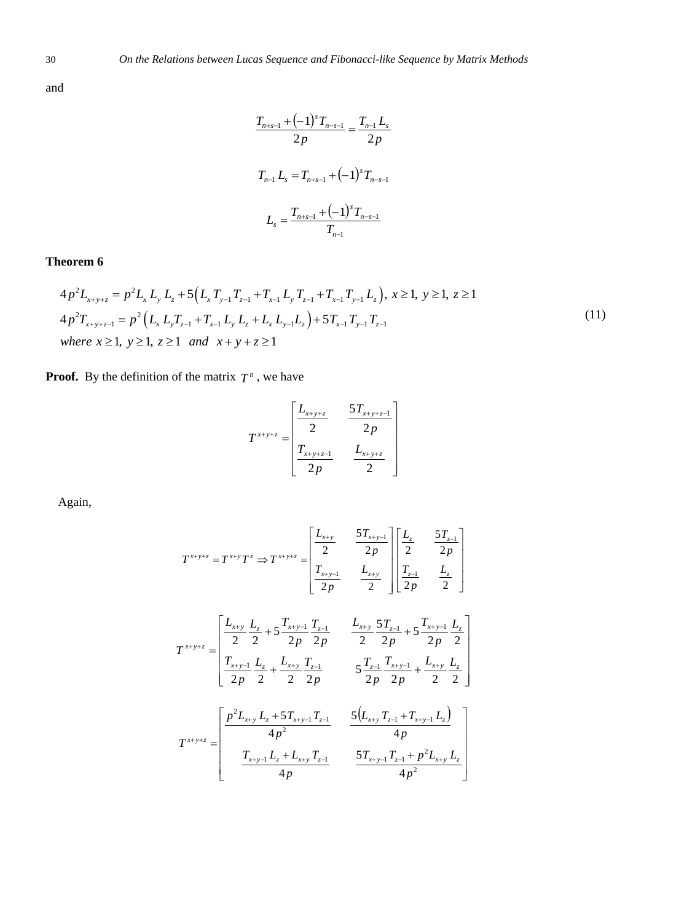and

$$\frac{T_{n+s-1}+(-1)^{s}T_{n-s-1}}{2p}=\frac{T_{n-1}\,L_{s}}{2p}$$

$$T_{n-1}\,L_{s}=T_{n+s-1}+(-1)^{s}T_{n-s-1}$$

$$L_{s}=\frac{T_{n+s-1}+(-1)^{s}T_{n-s-1}}{T_{n-1}}$$

**Theorem 6**

$$\begin{aligned}
&4p^{2}L_{x+y+z}=p^{2}L_{x}\,L_{y}\,L_{z}+5\left(L_{x}\,T_{y-1}\,T_{z-1}+T_{x-1}\,L_{y}\,T_{z-1}+T_{x-1}\,T_{y-1}\,L_{z}\right),\ x\geq 1,\ y\geq 1,\ z\geq 1\\
&4p^{2}T_{x+y+z-1}=p^{2}\left(L_{x}\,L_{y}T_{z-1}+T_{x-1}\,L_{y}\,L_{z}+L_{x}\,L_{y-1}L_{z}\right)+5T_{x-1}\,T_{y-1}\,T_{z-1}\\
&\textit{where}\ x\geq 1,\ y\geq 1,\ z\geq 1\ \ \textit{and}\ \ x+y+z\geq 1
\end{aligned}\tag{11}$$

**Proof.** By the definition of the matrix $T^{n}$, we have

$$T^{x+y+z}=\begin{bmatrix}\dfrac{L_{x+y+z}}{2} & \dfrac{5T_{x+y+z-1}}{2p}\\[2ex] \dfrac{T_{x+y+z-1}}{2p} & \dfrac{L_{x+y+z}}{2}\end{bmatrix}$$

Again,

$$T^{x+y+z}=T^{x+y}T^{z}\Rightarrow T^{x+y+z}=\begin{bmatrix}\dfrac{L_{x+y}}{2} & \dfrac{5T_{x+y-1}}{2p}\\[2ex] \dfrac{T_{x+y-1}}{2p} & \dfrac{L_{x+y}}{2}\end{bmatrix}\begin{bmatrix}\dfrac{L_{z}}{2} & \dfrac{5T_{z-1}}{2p}\\[2ex] \dfrac{T_{z-1}}{2p} & \dfrac{L_{z}}{2}\end{bmatrix}$$

$$T^{x+y+z}=\begin{bmatrix}\dfrac{L_{x+y}}{2}\,\dfrac{L_{z}}{2}+5\,\dfrac{T_{x+y-1}}{2p}\,\dfrac{T_{z-1}}{2p} & \dfrac{L_{x+y}}{2}\,\dfrac{5T_{z-1}}{2p}+5\,\dfrac{T_{x+y-1}}{2p}\,\dfrac{L_{z}}{2}\\[2ex] \dfrac{T_{x+y-1}}{2p}\,\dfrac{L_{z}}{2}+\dfrac{L_{x+y}}{2}\,\dfrac{T_{z-1}}{2p} & 5\,\dfrac{T_{z-1}}{2p}\,\dfrac{T_{x+y-1}}{2p}+\dfrac{L_{x+y}}{2}\,\dfrac{L_{z}}{2}\end{bmatrix}$$

$$T^{x+y+z}=\begin{bmatrix}\dfrac{p^{2}L_{x+y}\,L_{z}+5T_{x+y-1}T_{z-1}}{4p^{2}} & \dfrac{5\left(L_{x+y}\,T_{z-1}+T_{x+y-1}\,L_{z}\right)}{4p}\\[2ex] \dfrac{T_{x+y-1}\,L_{z}+L_{x+y}\,T_{z-1}}{4p} & \dfrac{5T_{x+y-1}\,T_{z-1}+p^{2}L_{x+y}\,L_{z}}{4p^{2}}\end{bmatrix}$$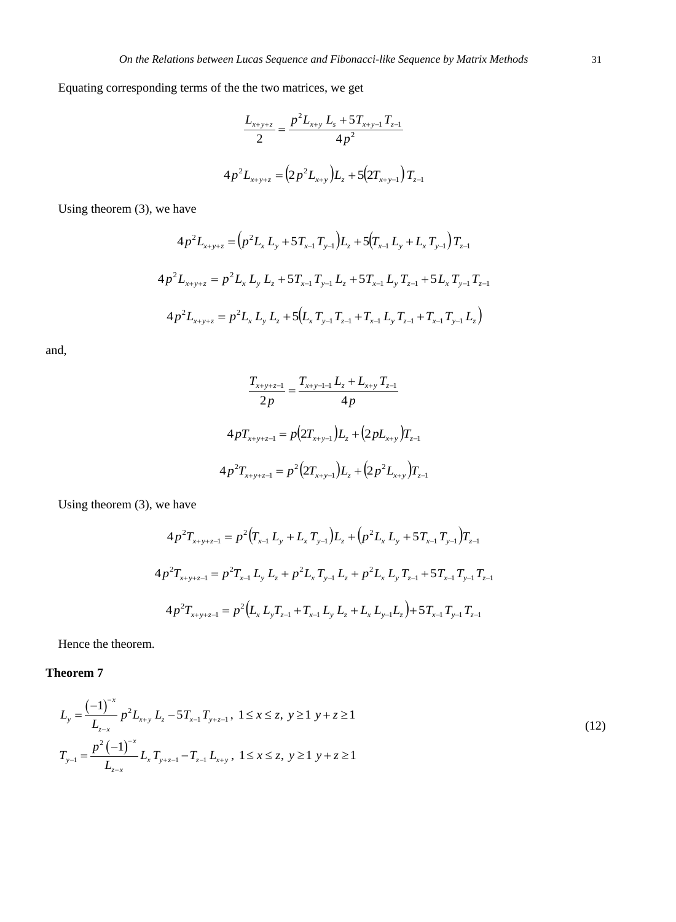Equating corresponding terms of the the two matrices, we get

$$\frac{L_{x+y+z}}{2} = \frac{p^2 L_{x+y}\, L_s + 5T_{x+y-1}\, T_{z-1}}{4p^2}$$

$$4p^2 L_{x+y+z} = \left(2p^2 L_{x+y}\right)L_z + 5\left(2T_{x+y-1}\right)T_{z-1}$$

Using theorem (3), we have

$$4p^2 L_{x+y+z} = \left(p^2 L_x\, L_y + 5T_{x-1}\, T_{y-1}\right)L_z + 5\left(T_{x-1}\, L_y + L_x\, T_{y-1}\right)T_{z-1}$$

$$4p^2 L_{x+y+z} = p^2 L_x\, L_y\, L_z + 5T_{x-1}\, T_{y-1}\, L_z + 5T_{x-1}\, L_y\, T_{z-1} + 5L_x\, T_{y-1}\, T_{z-1}$$

$$4p^2 L_{x+y+z} = p^2 L_x\, L_y\, L_z + 5\left(L_x\, T_{y-1}\, T_{z-1} + T_{x-1}\, L_y\, T_{z-1} + T_{x-1}\, T_{y-1}\, L_z\right)$$

and,

$$\frac{T_{x+y+z-1}}{2p} = \frac{T_{x+y-1-1}\, L_z + L_{x+y}\, T_{z-1}}{4p}$$

$$4pT_{x+y+z-1} = p\left(2T_{x+y-1}\right)L_z + \left(2pL_{x+y}\right)T_{z-1}$$

$$4p^2 T_{x+y+z-1} = p^2\left(2T_{x+y-1}\right)L_z + \left(2p^2 L_{x+y}\right)T_{z-1}$$

Using theorem (3), we have

$$4p^2 T_{x+y+z-1} = p^2\left(T_{x-1}\, L_y + L_x\, T_{y-1}\right)L_z + \left(p^2 L_x\, L_y + 5T_{x-1}\, T_{y-1}\right)T_{z-1}$$

$$4p^2 T_{x+y+z-1} = p^2 T_{x-1}\, L_y\, L_z + p^2 L_x\, T_{y-1}\, L_z + p^2 L_x\, L_y\, T_{z-1} + 5T_{x-1}\, T_{y-1}\, T_{z-1}$$

$$4p^2 T_{x+y+z-1} = p^2\left(L_x\, L_y T_{z-1} + T_{x-1}\, L_y\, L_z + L_x\, L_{y-1} L_z\right) + 5T_{x-1}\, T_{y-1}\, T_{z-1}$$

Hence the theorem.

**Theorem 7**

$$L_y = \frac{(-1)^{-x}}{L_{z-x}}\, p^2 L_{x+y}\, L_z - 5T_{x-1}\, T_{y+z-1}\,,\ 1 \le x \le z,\ y \ge 1\ y+z \ge 1$$
$$T_{y-1} = \frac{p^2 (-1)^{-x}}{L_{z-x}}\, L_x\, T_{y+z-1} - T_{z-1}\, L_{x+y}\,,\ 1 \le x \le z,\ y \ge 1\ y+z \ge 1 \tag{12}$$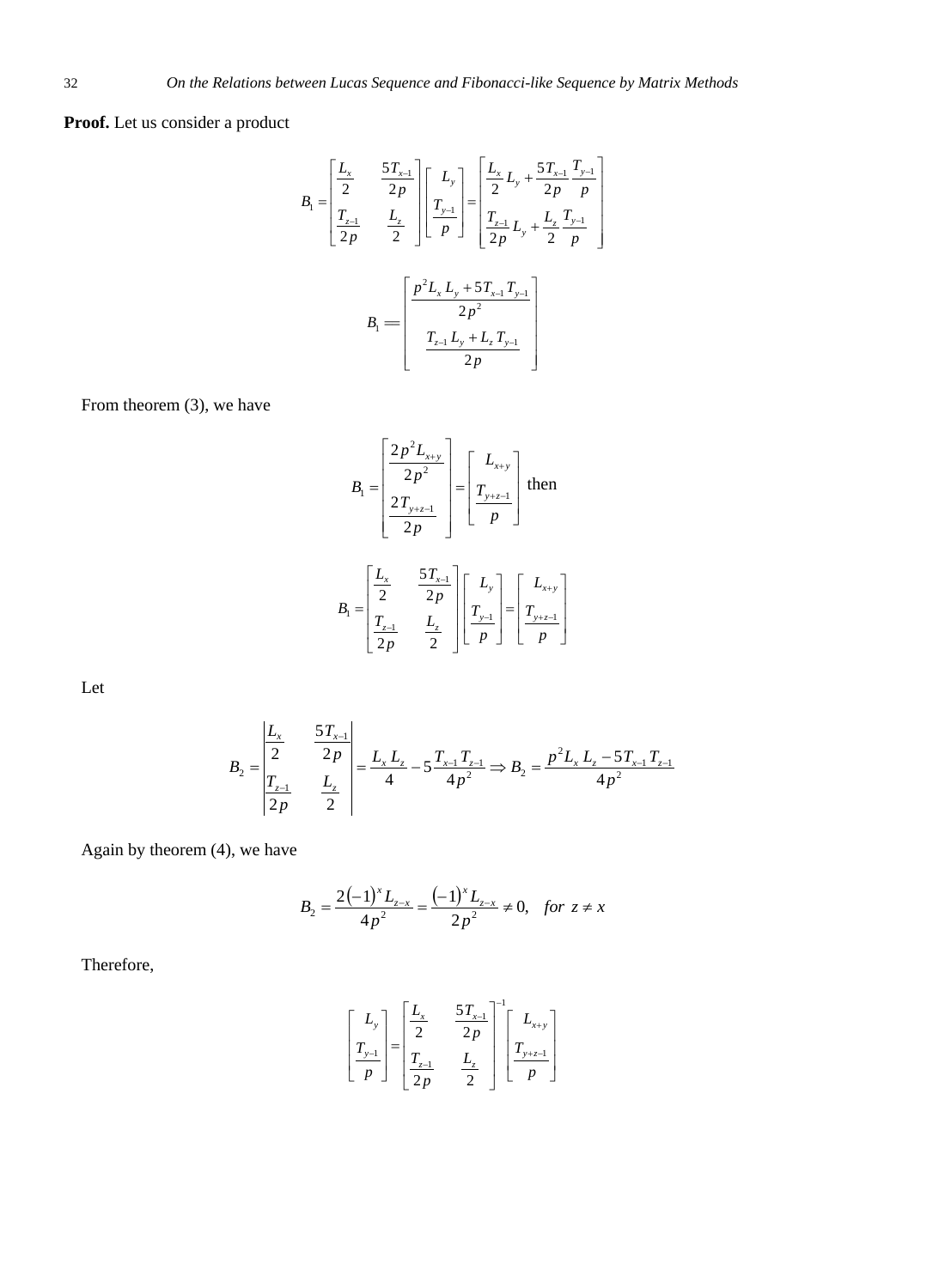**Proof.** Let us consider a product

$$B_1 = \begin{bmatrix} \frac{L_x}{2} & \frac{5T_{x-1}}{2p} \\ \frac{T_{z-1}}{2p} & \frac{L_z}{2} \end{bmatrix} \begin{bmatrix} L_y \\ \frac{T_{y-1}}{p} \end{bmatrix} = \begin{bmatrix} \frac{L_x}{2} L_y + \frac{5T_{x-1}}{2p} \frac{T_{y-1}}{p} \\ \frac{T_{z-1}}{2p} L_y + \frac{L_z}{2} \frac{T_{y-1}}{p} \end{bmatrix}$$

$$B_1 = \begin{bmatrix} \frac{p^2 L_x L_y + 5T_{x-1} T_{y-1}}{2p^2} \\ \frac{T_{z-1} L_y + L_z T_{y-1}}{2p} \end{bmatrix}$$

From theorem (3), we have

$$B_1 = \begin{bmatrix} \frac{2p^2 L_{x+y}}{2p^2} \\ \frac{2T_{y+z-1}}{2p} \end{bmatrix} = \begin{bmatrix} L_{x+y} \\ \frac{T_{y+z-1}}{p} \end{bmatrix} \text{ then}$$

$$B_1 = \begin{bmatrix} \frac{L_x}{2} & \frac{5T_{x-1}}{2p} \\ \frac{T_{z-1}}{2p} & \frac{L_z}{2} \end{bmatrix} \begin{bmatrix} L_y \\ \frac{T_{y-1}}{p} \end{bmatrix} = \begin{bmatrix} L_{x+y} \\ \frac{T_{y+z-1}}{p} \end{bmatrix}$$

Let

$$B_2 = \begin{vmatrix} \frac{L_x}{2} & \frac{5T_{x-1}}{2p} \\ \frac{T_{z-1}}{2p} & \frac{L_z}{2} \end{vmatrix} = \frac{L_x L_z}{4} - 5\frac{T_{x-1} T_{z-1}}{4p^2} \Rightarrow B_2 = \frac{p^2 L_x L_z - 5T_{x-1} T_{z-1}}{4p^2}$$

Again by theorem (4), we have

$$B_2 = \frac{2(-1)^x L_{z-x}}{4p^2} = \frac{(-1)^x L_{z-x}}{2p^2} \neq 0, \quad for \ z \neq x$$

Therefore,

$$\begin{bmatrix} L_y \\ \frac{T_{y-1}}{p} \end{bmatrix} = \begin{bmatrix} \frac{L_x}{2} & \frac{5T_{x-1}}{2p} \\ \frac{T_{z-1}}{2p} & \frac{L_z}{2} \end{bmatrix}^{-1} \begin{bmatrix} L_{x+y} \\ \frac{T_{y+z-1}}{p} \end{bmatrix}$$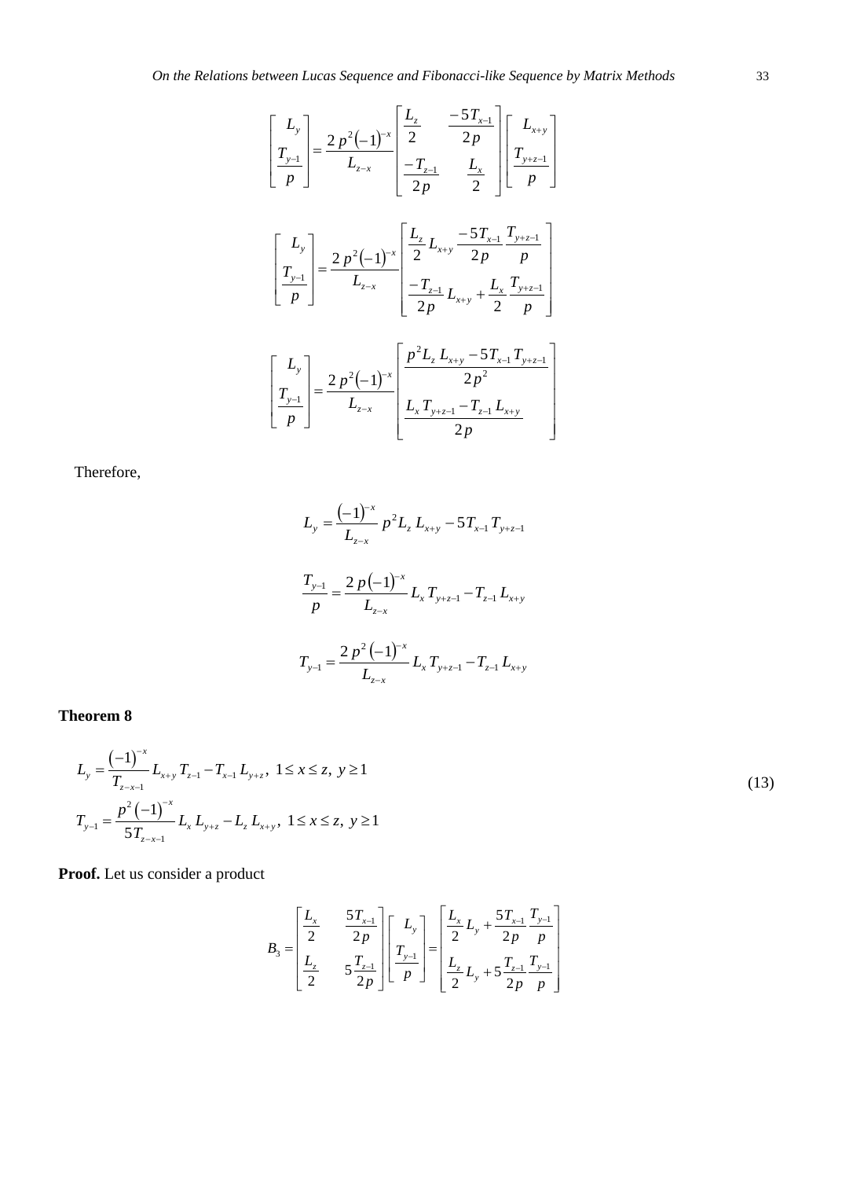$$\begin{bmatrix} L_y \\ \dfrac{T_{y-1}}{p} \end{bmatrix} = \frac{2p^2(-1)^{-x}}{L_{z-x}} \begin{bmatrix} \dfrac{L_z}{2} & \dfrac{-5T_{x-1}}{2p} \\ \dfrac{-T_{z-1}}{2p} & \dfrac{L_x}{2} \end{bmatrix} \begin{bmatrix} L_{x+y} \\ \dfrac{T_{y+z-1}}{p} \end{bmatrix}$$

$$\begin{bmatrix} L_y \\ \dfrac{T_{y-1}}{p} \end{bmatrix} = \frac{2p^2(-1)^{-x}}{L_{z-x}} \begin{bmatrix} \dfrac{L_z}{2} L_{x+y} \dfrac{-5T_{x-1}}{2p} \dfrac{T_{y+z-1}}{p} \\ \dfrac{-T_{z-1}}{2p} L_{x+y} + \dfrac{L_x}{2} \dfrac{T_{y+z-1}}{p} \end{bmatrix}$$

$$\begin{bmatrix} L_y \\ \dfrac{T_{y-1}}{p} \end{bmatrix} = \frac{2p^2(-1)^{-x}}{L_{z-x}} \begin{bmatrix} \dfrac{p^2 L_z L_{x+y} - 5T_{x-1} T_{y+z-1}}{2p^2} \\ \dfrac{L_x T_{y+z-1} - T_{z-1} L_{x+y}}{2p} \end{bmatrix}$$

Therefore,

$$L_y = \frac{(-1)^{-x}}{L_{z-x}} \, p^2 L_z L_{x+y} - 5T_{x-1} T_{y+z-1}$$

$$\frac{T_{y-1}}{p} = \frac{2p(-1)^{-x}}{L_{z-x}} L_x T_{y+z-1} - T_{z-1} L_{x+y}$$

$$T_{y-1} = \frac{2p^2(-1)^{-x}}{L_{z-x}} L_x T_{y+z-1} - T_{z-1} L_{x+y}$$

**Theorem 8**

$$\begin{aligned} L_y &= \frac{(-1)^{-x}}{T_{z-x-1}} L_{x+y} T_{z-1} - T_{x-1} L_{y+z}, \; 1 \le x \le z, \; y \ge 1 \\ T_{y-1} &= \frac{p^2(-1)^{-x}}{5T_{z-x-1}} L_x L_{y+z} - L_z L_{x+y}, \; 1 \le x \le z, \; y \ge 1 \end{aligned} \tag{13}$$

**Proof.** Let us consider a product

$$B_3 = \begin{bmatrix} \dfrac{L_x}{2} & \dfrac{5T_{x-1}}{2p} \\ \dfrac{L_z}{2} & 5\dfrac{T_{z-1}}{2p} \end{bmatrix} \begin{bmatrix} L_y \\ \dfrac{T_{y-1}}{p} \end{bmatrix} = \begin{bmatrix} \dfrac{L_x}{2} L_y + \dfrac{5T_{x-1}}{2p} \dfrac{T_{y-1}}{p} \\ \dfrac{L_z}{2} L_y + 5\dfrac{T_{z-1}}{2p} \dfrac{T_{y-1}}{p} \end{bmatrix}$$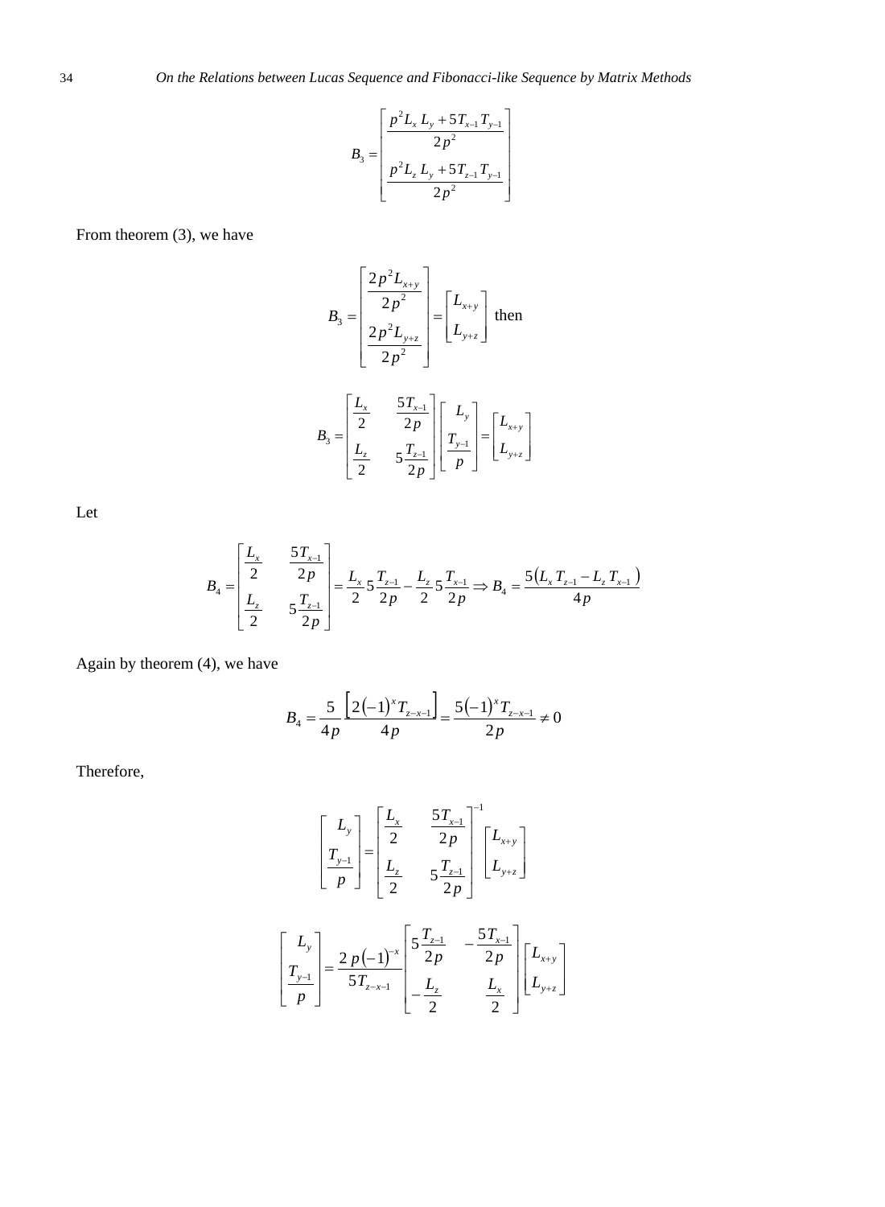$$B_3 = \begin{bmatrix} \dfrac{p^2 L_x \, L_y + 5T_{x-1}\, T_{y-1}}{2p^2} \\[2ex] \dfrac{p^2 L_z \, L_y + 5T_{z-1}\, T_{y-1}}{2p^2} \end{bmatrix}$$

From theorem (3), we have

$$B_3 = \begin{bmatrix} \dfrac{2p^2 L_{x+y}}{2p^2} \\[2ex] \dfrac{2p^2 L_{y+z}}{2p^2} \end{bmatrix} = \begin{bmatrix} L_{x+y} \\ L_{y+z} \end{bmatrix} \text{ then}$$

$$B_3 = \begin{bmatrix} \dfrac{L_x}{2} & \dfrac{5T_{x-1}}{2p} \\[2ex] \dfrac{L_z}{2} & 5\dfrac{T_{z-1}}{2p} \end{bmatrix} \begin{bmatrix} L_y \\[1ex] \dfrac{T_{y-1}}{p} \end{bmatrix} = \begin{bmatrix} L_{x+y} \\ L_{y+z} \end{bmatrix}$$

Let

$$B_4 = \begin{vmatrix} \dfrac{L_x}{2} & \dfrac{5T_{x-1}}{2p} \\[2ex] \dfrac{L_z}{2} & 5\dfrac{T_{z-1}}{2p} \end{vmatrix} = \frac{L_x}{2} 5 \frac{T_{z-1}}{2p} - \frac{L_z}{2} 5 \frac{T_{x-1}}{2p} \Rightarrow B_4 = \frac{5\left(L_x \, T_{z-1} - L_z \, T_{x-1}\right)}{4p}$$

Again by theorem (4), we have

$$B_4 = \frac{5}{4p} \frac{\left[2(-1)^x T_{z-x-1}\right]}{4p} = \frac{5(-1)^x T_{z-x-1}}{2p} \neq 0$$

Therefore,

$$\begin{bmatrix} L_y \\[1ex] \dfrac{T_{y-1}}{p} \end{bmatrix} = \begin{bmatrix} \dfrac{L_x}{2} & \dfrac{5T_{x-1}}{2p} \\[2ex] \dfrac{L_z}{2} & 5\dfrac{T_{z-1}}{2p} \end{bmatrix}^{-1} \begin{bmatrix} L_{x+y} \\ L_{y+z} \end{bmatrix}$$

$$\begin{bmatrix} L_y \\[1ex] \dfrac{T_{y-1}}{p} \end{bmatrix} = \frac{2\,p(-1)^{-x}}{5T_{z-x-1}} \begin{bmatrix} 5\dfrac{T_{z-1}}{2p} & -\dfrac{5T_{x-1}}{2p} \\[2ex] -\dfrac{L_z}{2} & \dfrac{L_x}{2} \end{bmatrix} \begin{bmatrix} L_{x+y} \\ L_{y+z} \end{bmatrix}$$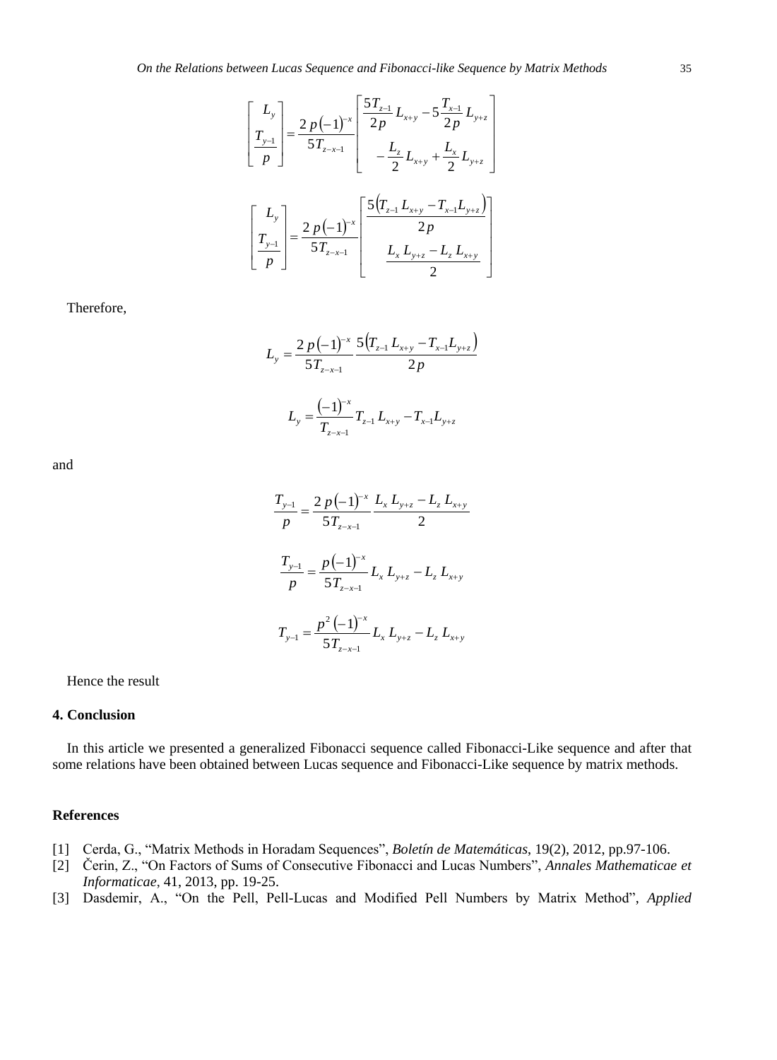$$\begin{bmatrix} L_y \\ \frac{T_{y-1}}{p} \end{bmatrix} = \frac{2\,p\left(-1\right)^{-x}}{5T_{z-x-1}} \begin{bmatrix} \frac{5T_{z-1}}{2p} L_{x+y} - 5\frac{T_{x-1}}{2p} L_{y+z} \\ -\frac{L_z}{2} L_{x+y} + \frac{L_x}{2} L_{y+z} \end{bmatrix}$$

$$\begin{bmatrix} L_y \\ \frac{T_{y-1}}{p} \end{bmatrix} = \frac{2\,p\left(-1\right)^{-x}}{5T_{z-x-1}} \begin{bmatrix} \frac{5\left(T_{z-1}\,L_{x+y} - T_{x-1}L_{y+z}\right)}{2p} \\ \frac{L_x\,L_{y+z} - L_z\,L_{x+y}}{2} \end{bmatrix}$$

Therefore,

$$L_y = \frac{2\,p\left(-1\right)^{-x}}{5T_{z-x-1}} \frac{5\left(T_{z-1}\,L_{x+y} - T_{x-1}L_{y+z}\right)}{2p}$$

$$L_y = \frac{\left(-1\right)^{-x}}{T_{z-x-1}} T_{z-1}\,L_{x+y} - T_{x-1}L_{y+z}$$

and

$$\frac{T_{y-1}}{p} = \frac{2\,p\left(-1\right)^{-x}}{5T_{z-x-1}} \frac{L_x\,L_{y+z} - L_z\,L_{x+y}}{2}$$

$$\frac{T_{y-1}}{p} = \frac{p\left(-1\right)^{-x}}{5T_{z-x-1}} L_x\,L_{y+z} - L_z\,L_{x+y}$$

$$T_{y-1} = \frac{p^2\left(-1\right)^{-x}}{5T_{z-x-1}} L_x\,L_{y+z} - L_z\,L_{x+y}$$

Hence the result

## 4. Conclusion

In this article we presented a generalized Fibonacci sequence called Fibonacci-Like sequence and after that some relations have been obtained between Lucas sequence and Fibonacci-Like sequence by matrix methods.

## References

[1] Cerda, G., "Matrix Methods in Horadam Sequences", *Boletín de Matemáticas*, 19(2), 2012, pp.97-106.

[2] Čerin, Z., "On Factors of Sums of Consecutive Fibonacci and Lucas Numbers", *Annales Mathematicae et Informaticae*, 41, 2013, pp. 19-25.

[3] Dasdemir, A., "On the Pell, Pell-Lucas and Modified Pell Numbers by Matrix Method", *Applied*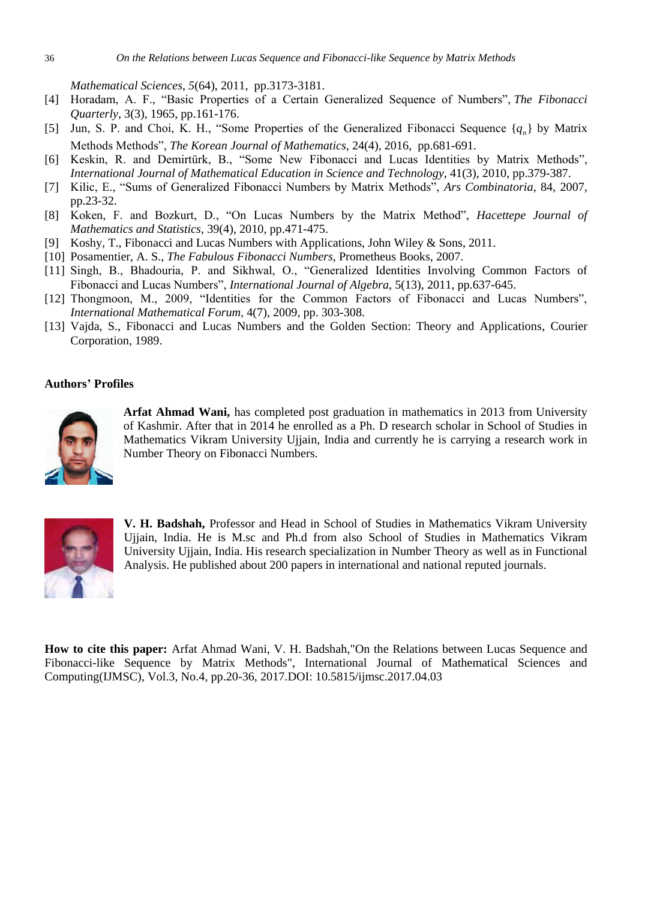*Mathematical Sciences*, *5*(64), 2011, pp.3173-3181.

[4] Horadam, A. F., "Basic Properties of a Certain Generalized Sequence of Numbers", *The Fibonacci Quarterly*, 3(3), 1965, pp.161-176.

[5] Jun, S. P. and Choi, K. H., "Some Properties of the Generalized Fibonacci Sequence $\{q_n\}$ by Matrix Methods Methods", *The Korean Journal of Mathematics*, 24(4), 2016, pp.681-691.

[6] Keskin, R. and Demirtürk, B., "Some New Fibonacci and Lucas Identities by Matrix Methods", *International Journal of Mathematical Education in Science and Technology*, 41(3), 2010, pp.379-387.

[7] Kilic, E., "Sums of Generalized Fibonacci Numbers by Matrix Methods", *Ars Combinatoria*, 84, 2007, pp.23-32.

[8] Koken, F. and Bozkurt, D., "On Lucas Numbers by the Matrix Method", *Hacettepe Journal of Mathematics and Statistics*, 39(4), 2010, pp.471-475.

[9] Koshy, T., Fibonacci and Lucas Numbers with Applications, John Wiley & Sons, 2011.

[10] Posamentier, A. S., *The Fabulous Fibonacci Numbers*, Prometheus Books, 2007.

[11] Singh, B., Bhadouria, P. and Sikhwal, O., "Generalized Identities Involving Common Factors of Fibonacci and Lucas Numbers", *International Journal of Algebra*, 5(13), 2011, pp.637-645.

[12] Thongmoon, M., 2009, "Identities for the Common Factors of Fibonacci and Lucas Numbers", *International Mathematical Forum*, 4(7), 2009, pp. 303-308.

[13] Vajda, S., Fibonacci and Lucas Numbers and the Golden Section: Theory and Applications, Courier Corporation, 1989.

**Authors' Profiles**

**Arfat Ahmad Wani,** has completed post graduation in mathematics in 2013 from University of Kashmir. After that in 2014 he enrolled as a Ph. D research scholar in School of Studies in Mathematics Vikram University Ujjain, India and currently he is carrying a research work in Number Theory on Fibonacci Numbers.

**V. H. Badshah,** Professor and Head in School of Studies in Mathematics Vikram University Ujjain, India. He is M.sc and Ph.d from also School of Studies in Mathematics Vikram University Ujjain, India. His research specialization in Number Theory as well as in Functional Analysis. He published about 200 papers in international and national reputed journals.

**How to cite this paper:** Arfat Ahmad Wani, V. H. Badshah,"On the Relations between Lucas Sequence and Fibonacci-like Sequence by Matrix Methods", International Journal of Mathematical Sciences and Computing(IJMSC), Vol.3, No.4, pp.20-36, 2017.DOI: 10.5815/ijmsc.2017.04.03